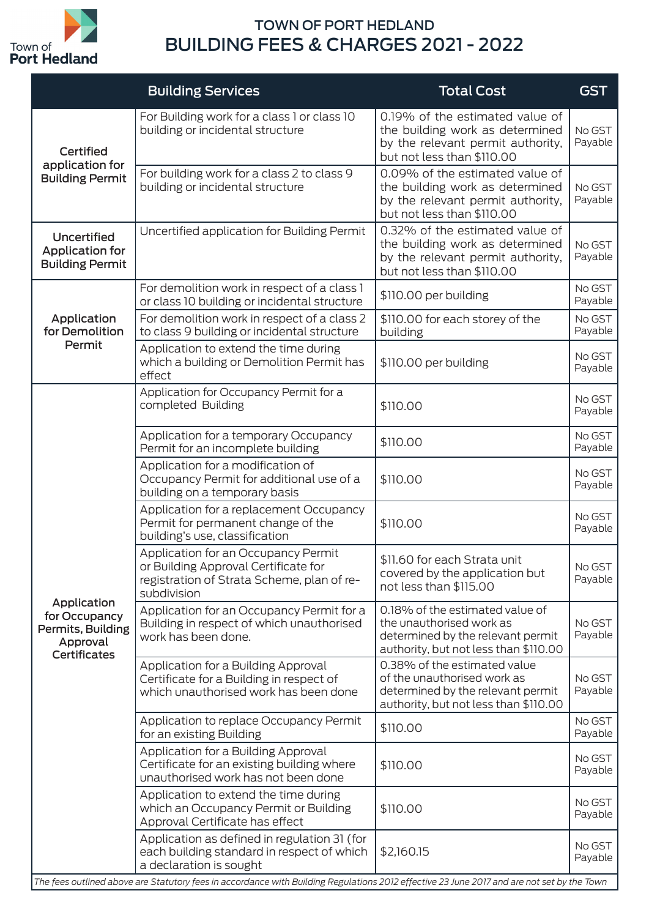Town of Port Hedland

# TOWN OF PORT HEDLAND

# BUILDING FEES & CHARGES 2021 - 2022

| Building Services | | Total Cost | GST |
|---|---|---|---|
| Certified application for Building Permit | For Building work for a class 1 or class 10 building or incidental structure | 0.19% of the estimated value of the building work as determined by the relevant permit authority, but not less than $110.00 | No GST Payable |
| | For building work for a class 2 to class 9 building or incidental structure | 0.09% of the estimated value of the building work as determined by the relevant permit authority, but not less than $110.00 | No GST Payable |
| Uncertified Application for Building Permit | Uncertified application for Building Permit | 0.32% of the estimated value of the building work as determined by the relevant permit authority, but not less than $110.00 | No GST Payable |
| Application for Demolition Permit | For demolition work in respect of a class 1 or class 10 building or incidental structure | $110.00 per building | No GST Payable |
| | For demolition work in respect of a class 2 to class 9 building or incidental structure | $110.00 for each storey of the building | No GST Payable |
| | Application to extend the time during which a building or Demolition Permit has effect | $110.00 per building | No GST Payable |
| Application for Occupancy Permits, Building Approval Certificates | Application for Occupancy Permit for a completed Building | $110.00 | No GST Payable |
| | Application for a temporary Occupancy Permit for an incomplete building | $110.00 | No GST Payable |
| | Application for a modification of Occupancy Permit for additional use of a building on a temporary basis | $110.00 | No GST Payable |
| | Application for a replacement Occupancy Permit for permanent change of the building's use, classification | $110.00 | No GST Payable |
| | Application for an Occupancy Permit or Building Approval Certificate for registration of Strata Scheme, plan of re-subdivision | $11.60 for each Strata unit covered by the application but not less than $115.00 | No GST Payable |
| | Application for an Occupancy Permit for a Building in respect of which unauthorised work has been done. | 0.18% of the estimated value of the unauthorised work as determined by the relevant permit authority, but not less than $110.00 | No GST Payable |
| | Application for a Building Approval Certificate for a Building in respect of which unauthorised work has been done | 0.38% of the estimated value of the unauthorised work as determined by the relevant permit authority, but not less than $110.00 | No GST Payable |
| | Application to replace Occupancy Permit for an existing Building | $110.00 | No GST Payable |
| | Application for a Building Approval Certificate for an existing building where unauthorised work has not been done | $110.00 | No GST Payable |
| | Application to extend the time during which an Occupancy Permit or Building Approval Certificate has effect | $110.00 | No GST Payable |
| | Application as defined in regulation 31 (for each building standard in respect of which a declaration is sought | $2,160.15 | No GST Payable |

*The fees outlined above are Statutory fees in accordance with Building Regulations 2012 effective 23 June 2017 and are not set by the Town*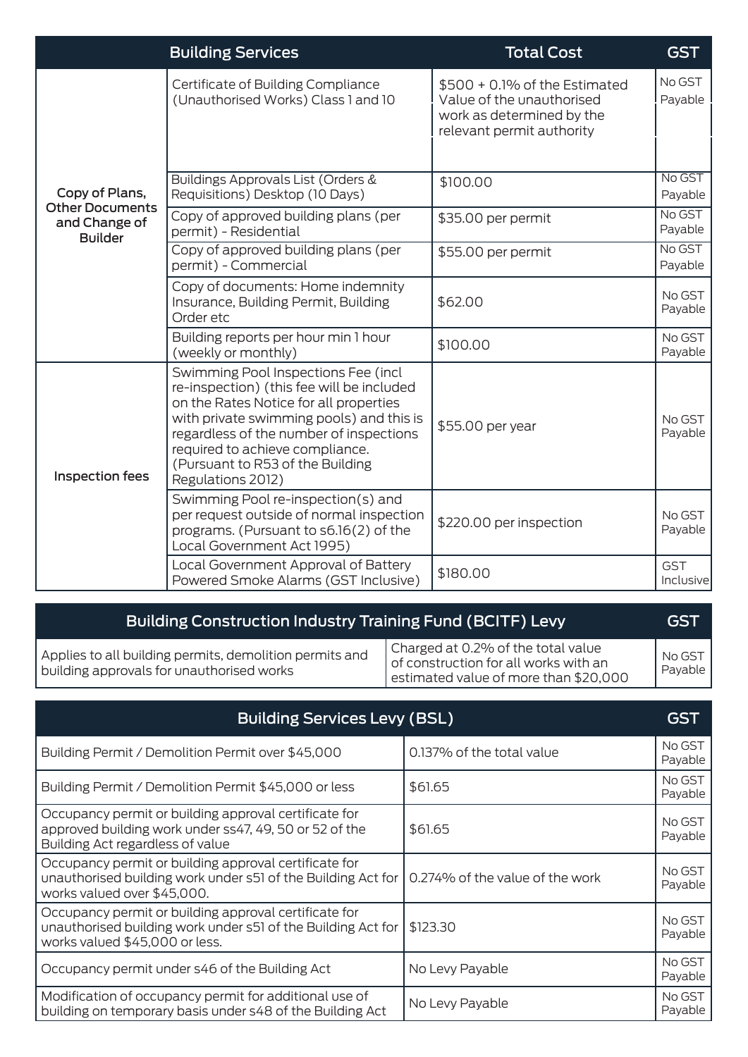| | Building Services | Total Cost | GST |
|---|---|---|---|
| Copy of Plans, Other Documents and Change of Builder | Certificate of Building Compliance (Unauthorised Works) Class 1 and 10 | $500 + 0.1% of the Estimated Value of the unauthorised work as determined by the relevant permit authority | No GST Payable |
| | Buildings Approvals List (Orders & Requisitions) Desktop (10 Days) | $100.00 | No GST Payable |
| | Copy of approved building plans (per permit) - Residential | $35.00 per permit | No GST Payable |
| | Copy of approved building plans (per permit) - Commercial | $55.00 per permit | No GST Payable |
| | Copy of documents: Home indemnity Insurance, Building Permit, Building Order etc | $62.00 | No GST Payable |
| | Building reports per hour min 1 hour (weekly or monthly) | $100.00 | No GST Payable |
| Inspection fees | Swimming Pool Inspections Fee (incl re-inspection) (this fee will be included on the Rates Notice for all properties with private swimming pools) and this is regardless of the number of inspections required to achieve compliance. (Pursuant to R53 of the Building Regulations 2012) | $55.00 per year | No GST Payable |
| | Swimming Pool re-inspection(s) and per request outside of normal inspection programs. (Pursuant to s6.16(2) of the Local Government Act 1995) | $220.00 per inspection | No GST Payable |
| | Local Government Approval of Battery Powered Smoke Alarms (GST Inclusive) | $180.00 | GST Inclusive |

| Building Construction Industry Training Fund (BCITF) Levy | | GST |
|---|---|---|
| Applies to all building permits, demolition permits and building approvals for unauthorised works | Charged at 0.2% of the total value of construction for all works with an estimated value of more than $20,000 | No GST Payable |

| Building Services Levy (BSL) | | GST |
|---|---|---|
| Building Permit / Demolition Permit over $45,000 | 0.137% of the total value | No GST Payable |
| Building Permit / Demolition Permit $45,000 or less | $61.65 | No GST Payable |
| Occupancy permit or building approval certificate for approved building work under ss47, 49, 50 or 52 of the Building Act regardless of value | $61.65 | No GST Payable |
| Occupancy permit or building approval certificate for unauthorised building work under s51 of the Building Act for works valued over $45,000. | 0.274% of the value of the work | No GST Payable |
| Occupancy permit or building approval certificate for unauthorised building work under s51 of the Building Act for works valued $45,000 or less. | $123.30 | No GST Payable |
| Occupancy permit under s46 of the Building Act | No Levy Payable | No GST Payable |
| Modification of occupancy permit for additional use of building on temporary basis under s48 of the Building Act | No Levy Payable | No GST Payable |